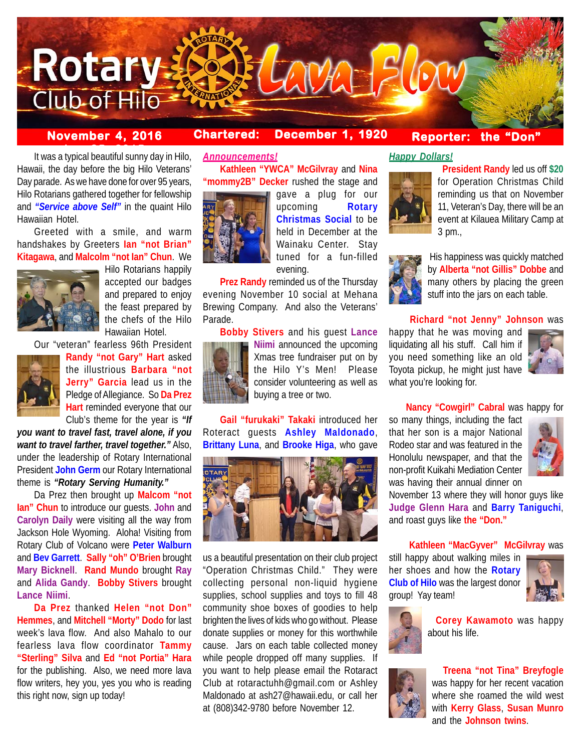# Rotary Club of Hilo — Lava Flow

**November 4, 2016** | **Chartered: December 1, 1920** | **Reporter: the "Don"**

It was a typical beautiful sunny day in Hilo, Hawaii, the day before the big Hilo Veterans' Day parade. As we have done for over 95 years, Hilo Rotarians gathered together for fellowship and ***"Service above Self"*** in the quaint Hilo Hawaiian Hotel.

Greeted with a smile, and warm handshakes by Greeters **Ian "not Brian" Kitagawa**, and **Malcolm "not Ian" Chun**. We Hilo Rotarians happily accepted our badges and prepared to enjoy the feast prepared by the chefs of the Hilo Hawaiian Hotel.

Our "veteran" fearless 96th President **Randy "not Gary" Hart** asked the illustrious **Barbara "not Jerry" Garcia** lead us in the Pledge of Allegiance. So **Da Prez Hart** reminded everyone that our Club's theme for the year is ***"If you want to travel fast, travel alone, if you want to travel farther, travel together."*** Also, under the leadership of Rotary International President **John Germ** our Rotary International theme is ***"Rotary Serving Humanity."***

Da Prez then brought up **Malcom "not Ian" Chun** to introduce our guests. **John** and **Carolyn Daily** were visiting all the way from Jackson Hole Wyoming. Aloha! Visiting from Rotary Club of Volcano were **Peter Walburn** and **Bev Garrett**. **Sally "oh" O'Brien** brought **Mary Bicknell**. **Rand Mundo** brought **Ray** and **Alida Gandy**. **Bobby Stivers** brought **Lance Niimi**.

**Da Prez** thanked **Helen "not Don" Hemmes**, and **Mitchell "Morty" Dodo** for last week's lava flow. And also Mahalo to our fearless lava flow coordinator **Tammy "Sterling" Silva** and **Ed "not Portia" Hara** for the publishing. Also, we need more lava flow writers, hey you, yes you who is reading this right now, sign up today!

## *Announcements!*

**Kathleen "YWCA" McGilvray** and **Nina "mommy2B" Decker** rushed the stage and gave a plug for our upcoming **Rotary Christmas Social** to be held in December at the Wainaku Center. Stay tuned for a fun-filled evening.

**Prez Randy** reminded us of the Thursday evening November 10 social at Mehana Brewing Company. And also the Veterans' Parade.

**Bobby Stivers** and his guest **Lance Niimi** announced the upcoming Xmas tree fundraiser put on by the Hilo Y's Men! Please consider volunteering as well as buying a tree or two.

**Gail "furukaki" Takaki** introduced her Roteract guests **Ashley Maldonado**, **Brittany Luna**, and **Brooke Higa**, who gave us a beautiful presentation on their club project "Operation Christmas Child." They were collecting personal non-liquid hygiene supplies, school supplies and toys to fill 48 community shoe boxes of goodies to help brighten the lives of kids who go without. Please donate supplies or money for this worthwhile cause. Jars on each table collected money while people dropped off many supplies. If you want to help please email the Rotaract Club at rotaractuhh@gmail.com or Ashley Maldonado at ash27@hawaii.edu, or call her at (808)342-9780 before November 12.

## *Happy Dollars!*

**President Randy** led us off **$20** for Operation Christmas Child reminding us that on November 11, Veteran's Day, there will be an event at Kilauea Military Camp at 3 pm.,

His happiness was quickly matched by **Alberta "not Gillis" Dobbe** and many others by placing the green stuff into the jars on each table.

**Richard "not Jenny" Johnson** was happy that he was moving and liquidating all his stuff. Call him if you need something like an old Toyota pickup, he might just have what you're looking for.

**Nancy "Cowgirl" Cabral** was happy for so many things, including the fact that her son is a major National Rodeo star and was featured in the Honolulu newspaper, and that the non-profit Kuikahi Mediation Center was having their annual dinner on November 13 where they will honor guys like **Judge Glenn Hara** and **Barry Taniguchi**, and roast guys like **the "Don."**

**Kathleen "MacGyver" McGilvray** was still happy about walking miles in her shoes and how the **Rotary Club of Hilo** was the largest donor group! Yay team!

**Corey Kawamoto** was happy about his life.

**Treena "not Tina" Breyfogle** was happy for her recent vacation where she roamed the wild west with **Kerry Glass**, **Susan Munro** and the **Johnson twins**.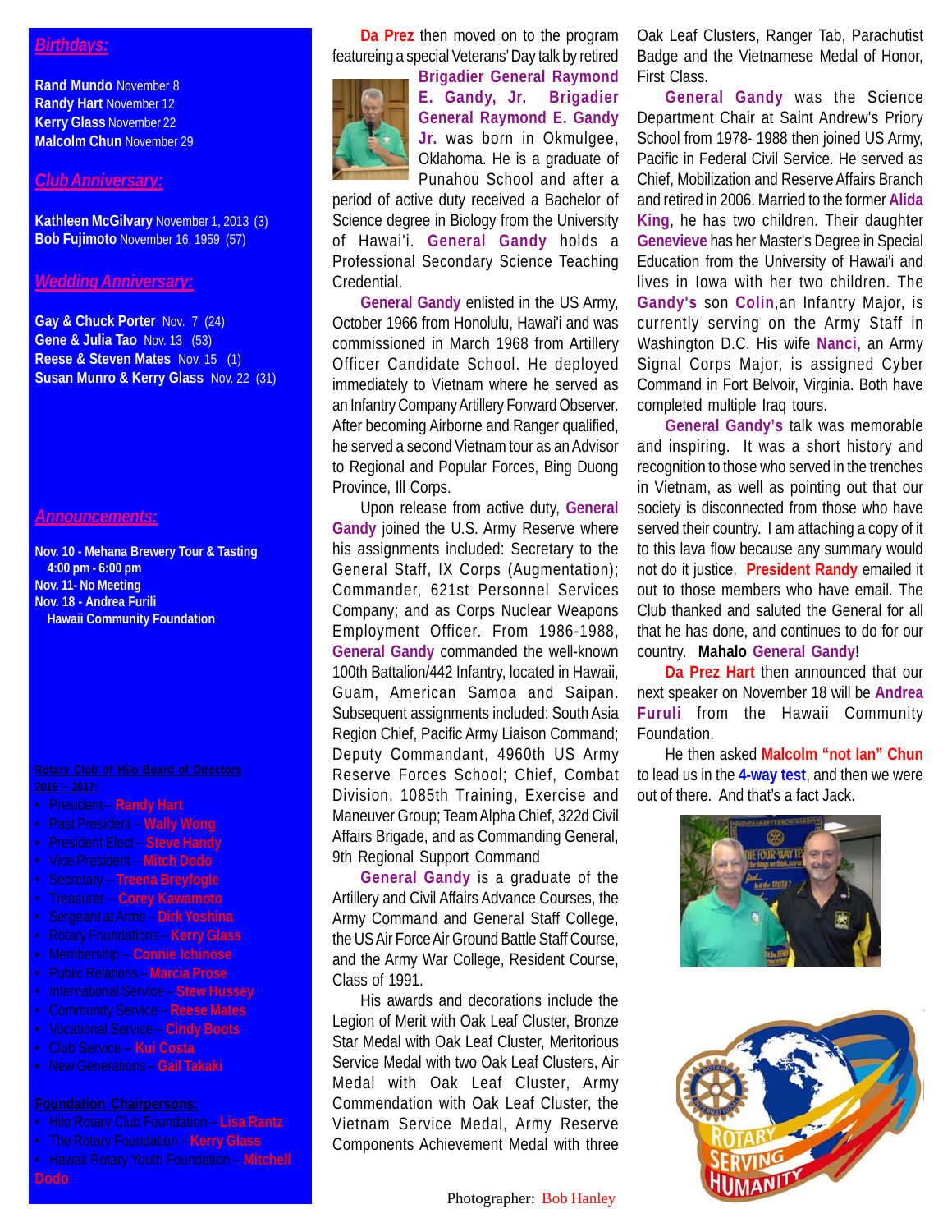## *Birthdays:*

**Rand Mundo** November 8
**Randy Hart** November 12
**Kerry Glass** November 22
**Malcolm Chun** November 29

## *Club Anniversary:*

**Kathleen McGilvary** November 1, 2013 (3)
**Bob Fujimoto** November 16, 1959 (57)

## *Wedding Anniversary:*

**Gay & Chuck Porter** Nov. 7 (24)
**Gene & Julia Tao** Nov. 13 (53)
**Reese & Steven Mates** Nov. 15 (1)
**Susan Munro & Kerry Glass** Nov. 22 (31)

## *Announcements:*

**Nov. 10 - Mehana Brewery Tour & Tasting**
**4:00 pm - 6:00 pm**
**Nov. 11- No Meeting**
**Nov. 18 - Andrea Furili**
**Hawaii Community Foundation**

**Rotary Club of Hilo Board of Directors 2016 – 2017:**

- President – **Randy Hart**
- Past President – **Wally Wong**
- President Elect – **Steve Handy**
- Vice President – **Mitch Dodo**
- Secretary – **Treena Breyfogle**
- Treasurer – **Corey Kawamoto**
- Sergeant at Arms – **Dirk Yoshina**
- Rotary Foundations – **Kerry Glass**
- Membership – **Connie Ichinose**
- Public Relations – **Marcia Prose**
- International Service – **Stew Hussey**
- Community Service – **Reese Mates**
- Vocational Service – **Cindy Boots**
- Club Service – **Kui Costa**
- New Generations – **Gail Takaki**

**Foundation Chairpersons:**

- Hilo Rotary Club Foundation – **Lisa Rantz**
- The Rotary Foundation – **Kerry Glass**
- Hawaii Rotary Youth Foundation – **Mitchell Dodo**

**Da Prez** then moved on to the program featureing a special Veterans' Day talk by retired **Brigadier General Raymond E. Gandy, Jr. Brigadier General Raymond E. Gandy Jr.** was born in Okmulgee, Oklahoma. He is a graduate of Punahou School and after a period of active duty received a Bachelor of Science degree in Biology from the University of Hawai'i. **General Gandy** holds a Professional Secondary Science Teaching Credential.

**General Gandy** enlisted in the US Army, October 1966 from Honolulu, Hawai'i and was commissioned in March 1968 from Artillery Officer Candidate School. He deployed immediately to Vietnam where he served as an Infantry Company Artillery Forward Observer. After becoming Airborne and Ranger qualified, he served a second Vietnam tour as an Advisor to Regional and Popular Forces, Bing Duong Province, Ill Corps.

Upon release from active duty, **General Gandy** joined the U.S. Army Reserve where his assignments included: Secretary to the General Staff, IX Corps (Augmentation); Commander, 621st Personnel Services Company; and as Corps Nuclear Weapons Employment Officer. From 1986-1988, **General Gandy** commanded the well-known 100th Battalion/442 Infantry, located in Hawaii, Guam, American Samoa and Saipan. Subsequent assignments included: South Asia Region Chief, Pacific Army Liaison Command; Deputy Commandant, 4960th US Army Reserve Forces School; Chief, Combat Division, 1085th Training, Exercise and Maneuver Group; Team Alpha Chief, 322d Civil Affairs Brigade, and as Commanding General, 9th Regional Support Command

**General Gandy** is a graduate of the Artillery and Civil Affairs Advance Courses, the Army Command and General Staff College, the US Air Force Air Ground Battle Staff Course, and the Army War College, Resident Course, Class of 1991.

His awards and decorations include the Legion of Merit with Oak Leaf Cluster, Bronze Star Medal with Oak Leaf Cluster, Meritorious Service Medal with two Oak Leaf Clusters, Air Medal with Oak Leaf Cluster, Army Commendation with Oak Leaf Cluster, the Vietnam Service Medal, Army Reserve Components Achievement Medal with three Oak Leaf Clusters, Ranger Tab, Parachutist Badge and the Vietnamese Medal of Honor, First Class.

**General Gandy** was the Science Department Chair at Saint Andrew's Priory School from 1978- 1988 then joined US Army, Pacific in Federal Civil Service. He served as Chief, Mobilization and Reserve Affairs Branch and retired in 2006. Married to the former **Alida King**, he has two children. Their daughter **Genevieve** has her Master's Degree in Special Education from the University of Hawai'i and lives in Iowa with her two children. The **Gandy's** son **Colin**,an Infantry Major, is currently serving on the Army Staff in Washington D.C. His wife **Nanci**, an Army Signal Corps Major, is assigned Cyber Command in Fort Belvoir, Virginia. Both have completed multiple Iraq tours.

**General Gandy's** talk was memorable and inspiring. It was a short history and recognition to those who served in the trenches in Vietnam, as well as pointing out that our society is disconnected from those who have served their country. I am attaching a copy of it to this lava flow because any summary would not do it justice. **President Randy** emailed it out to those members who have email. The Club thanked and saluted the General for all that he has done, and continues to do for our country. **Mahalo General Gandy!**

**Da Prez Hart** then announced that our next speaker on November 18 will be **Andrea Furuli** from the Hawaii Community Foundation.

He then asked **Malcolm "not Ian" Chun** to lead us in the **4-way test**, and then we were out of there. And that's a fact Jack.

Photographer: Bob Hanley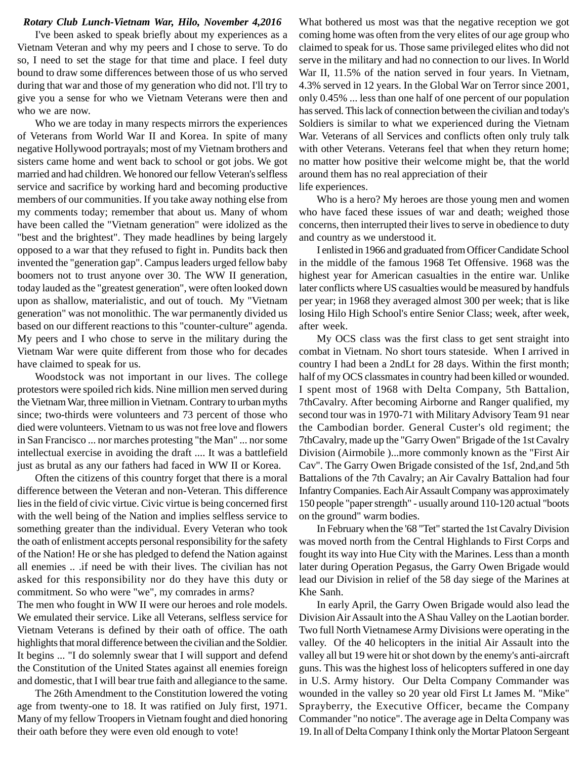***Rotary Club Lunch-Vietnam War, Hilo, November 4,2016***

I've been asked to speak briefly about my experiences as a Vietnam Veteran and why my peers and I chose to serve. To do so, I need to set the stage for that time and place. I feel duty bound to draw some differences between those of us who served during that war and those of my generation who did not. I'll try to give you a sense for who we Vietnam Veterans were then and who we are now.

Who we are today in many respects mirrors the experiences of Veterans from World War II and Korea. In spite of many negative Hollywood portrayals; most of my Vietnam brothers and sisters came home and went back to school or got jobs. We got married and had children. We honored our fellow Veteran's selfless service and sacrifice by working hard and becoming productive members of our communities. If you take away nothing else from my comments today; remember that about us. Many of whom have been called the "Vietnam generation" were idolized as the "best and the brightest". They made headlines by being largely opposed to a war that they refused to fight in. Pundits back then invented the "generation gap". Campus leaders urged fellow baby boomers not to trust anyone over 30. The WW II generation, today lauded as the "greatest generation", were often looked down upon as shallow, materialistic, and out of touch. My "Vietnam generation" was not monolithic. The war permanently divided us based on our different reactions to this "counter-culture" agenda. My peers and I who chose to serve in the military during the Vietnam War were quite different from those who for decades have claimed to speak for us.

Woodstock was not important in our lives. The college protestors were spoiled rich kids. Nine million men served during the Vietnam War, three million in Vietnam. Contrary to urban myths since; two-thirds were volunteers and 73 percent of those who died were volunteers. Vietnam to us was not free love and flowers in San Francisco ... nor marches protesting "the Man" ... nor some intellectual exercise in avoiding the draft .... It was a battlefield just as brutal as any our fathers had faced in WW II or Korea.

Often the citizens of this country forget that there is a moral difference between the Veteran and non-Veteran. This difference lies in the field of civic virtue. Civic virtue is being concerned first with the well being of the Nation and implies selfless service to something greater than the individual. Every Veteran who took the oath of enlistment accepts personal responsibility for the safety of the Nation! He or she has pledged to defend the Nation against all enemies .. .if need be with their lives. The civilian has not asked for this responsibility nor do they have this duty or commitment. So who were "we", my comrades in arms?

The men who fought in WW II were our heroes and role models. We emulated their service. Like all Veterans, selfless service for Vietnam Veterans is defined by their oath of office. The oath highlights that moral difference between the civilian and the Soldier. It begins ... "I do solemnly swear that I will support and defend the Constitution of the United States against all enemies foreign and domestic, that I will bear true faith and allegiance to the same.

The 26th Amendment to the Constitution lowered the voting age from twenty-one to 18. It was ratified on July first, 1971. Many of my fellow Troopers in Vietnam fought and died honoring their oath before they were even old enough to vote!

What bothered us most was that the negative reception we got coming home was often from the very elites of our age group who claimed to speak for us. Those same privileged elites who did not serve in the military and had no connection to our lives. In World War II, 11.5% of the nation served in four years. In Vietnam, 4.3% served in 12 years. In the Global War on Terror since 2001, only 0.45% ... less than one half of one percent of our population has served. This lack of connection between the civilian and today's Soldiers is similar to what we experienced during the Vietnam War. Veterans of all Services and conflicts often only truly talk with other Veterans. Veterans feel that when they return home; no matter how positive their welcome might be, that the world around them has no real appreciation of their life experiences.

Who is a hero? My heroes are those young men and women who have faced these issues of war and death; weighed those concerns, then interrupted their lives to serve in obedience to duty and country as we understood it.

I enlisted in 1966 and graduated from Officer Candidate School in the middle of the famous 1968 Tet Offensive. 1968 was the highest year for American casualties in the entire war. Unlike later conflicts where US casualties would be measured by handfuls per year; in 1968 they averaged almost 300 per week; that is like losing Hilo High School's entire Senior Class; week, after week, after week.

My OCS class was the first class to get sent straight into combat in Vietnam. No short tours stateside. When I arrived in country I had been a 2ndLt for 28 days. Within the first month; half of my OCS classmates in country had been killed or wounded. I spent most of 1968 with Delta Company, 5th Battalion, 7thCavalry. After becoming Airborne and Ranger qualified, my second tour was in 1970-71 with Military Advisory Team 91 near the Cambodian border. General Custer's old regiment; the 7thCavalry, made up the "Garry Owen" Brigade of the 1st Cavalry Division (Airmobile )...more commonly known as the "First Air Cav". The Garry Owen Brigade consisted of the 1sf, 2nd,and 5th Battalions of the 7th Cavalry; an Air Cavalry Battalion had four Infantry Companies. Each Air Assault Company was approximately 150 people "paper strength" - usually around 110-120 actual "boots on the ground" warm bodies.

In February when the '68 "Tet" started the 1st Cavalry Division was moved north from the Central Highlands to First Corps and fought its way into Hue City with the Marines. Less than a month later during Operation Pegasus, the Garry Owen Brigade would lead our Division in relief of the 58 day siege of the Marines at Khe Sanh.

In early April, the Garry Owen Brigade would also lead the Division Air Assault into the A Shau Valley on the Laotian border. Two full North Vietnamese Army Divisions were operating in the valley. Of the 40 helicopters in the initial Air Assault into the valley all but 19 were hit or shot down by the enemy's anti-aircraft guns. This was the highest loss of helicopters suffered in one day in U.S. Army history. Our Delta Company Commander was wounded in the valley so 20 year old First Lt James M. "Mike" Sprayberry, the Executive Officer, became the Company Commander "no notice". The average age in Delta Company was 19. In all of Delta Company I think only the Mortar Platoon Sergeant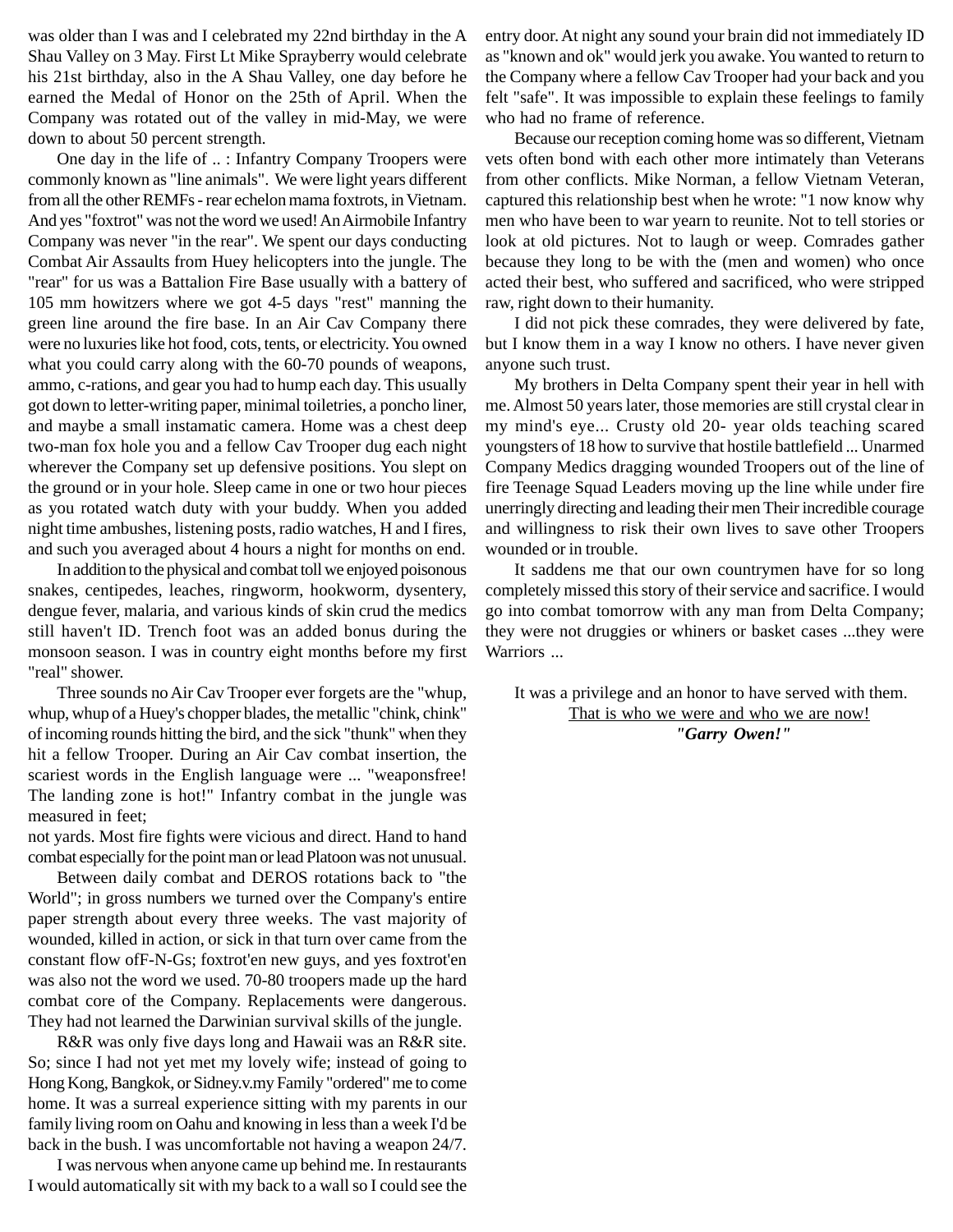was older than I was and I celebrated my 22nd birthday in the A Shau Valley on 3 May. First Lt Mike Sprayberry would celebrate his 21st birthday, also in the A Shau Valley, one day before he earned the Medal of Honor on the 25th of April. When the Company was rotated out of the valley in mid-May, we were down to about 50 percent strength.

One day in the life of .. : Infantry Company Troopers were commonly known as "line animals". We were light years different from all the other REMFs - rear echelon mama foxtrots, in Vietnam. And yes "foxtrot" was not the word we used! An Airmobile Infantry Company was never "in the rear". We spent our days conducting Combat Air Assaults from Huey helicopters into the jungle. The "rear" for us was a Battalion Fire Base usually with a battery of 105 mm howitzers where we got 4-5 days "rest" manning the green line around the fire base. In an Air Cav Company there were no luxuries like hot food, cots, tents, or electricity. You owned what you could carry along with the 60-70 pounds of weapons, ammo, c-rations, and gear you had to hump each day. This usually got down to letter-writing paper, minimal toiletries, a poncho liner, and maybe a small instamatic camera. Home was a chest deep two-man fox hole you and a fellow Cav Trooper dug each night wherever the Company set up defensive positions. You slept on the ground or in your hole. Sleep came in one or two hour pieces as you rotated watch duty with your buddy. When you added night time ambushes, listening posts, radio watches, H and I fires, and such you averaged about 4 hours a night for months on end.

In addition to the physical and combat toll we enjoyed poisonous snakes, centipedes, leaches, ringworm, hookworm, dysentery, dengue fever, malaria, and various kinds of skin crud the medics still haven't ID. Trench foot was an added bonus during the monsoon season. I was in country eight months before my first "real" shower.

Three sounds no Air Cav Trooper ever forgets are the "whup, whup, whup of a Huey's chopper blades, the metallic "chink, chink" of incoming rounds hitting the bird, and the sick "thunk" when they hit a fellow Trooper. During an Air Cav combat insertion, the scariest words in the English language were ... "weaponsfree! The landing zone is hot!" Infantry combat in the jungle was measured in feet;
not yards. Most fire fights were vicious and direct. Hand to hand combat especially for the point man or lead Platoon was not unusual.

Between daily combat and DEROS rotations back to "the World"; in gross numbers we turned over the Company's entire paper strength about every three weeks. The vast majority of wounded, killed in action, or sick in that turn over came from the constant flow ofF-N-Gs; foxtrot'en new guys, and yes foxtrot'en was also not the word we used. 70-80 troopers made up the hard combat core of the Company. Replacements were dangerous. They had not learned the Darwinian survival skills of the jungle.

R&R was only five days long and Hawaii was an R&R site. So; since I had not yet met my lovely wife; instead of going to Hong Kong, Bangkok, or Sidney.v.my Family "ordered" me to come home. It was a surreal experience sitting with my parents in our family living room on Oahu and knowing in less than a week I'd be back in the bush. I was uncomfortable not having a weapon 24/7.

I was nervous when anyone came up behind me. In restaurants I would automatically sit with my back to a wall so I could see the entry door. At night any sound your brain did not immediately ID as "known and ok" would jerk you awake. You wanted to return to the Company where a fellow Cav Trooper had your back and you felt "safe". It was impossible to explain these feelings to family who had no frame of reference.

Because our reception coming home was so different, Vietnam vets often bond with each other more intimately than Veterans from other conflicts. Mike Norman, a fellow Vietnam Veteran, captured this relationship best when he wrote: "1 now know why men who have been to war yearn to reunite. Not to tell stories or look at old pictures. Not to laugh or weep. Comrades gather because they long to be with the (men and women) who once acted their best, who suffered and sacrificed, who were stripped raw, right down to their humanity.

I did not pick these comrades, they were delivered by fate, but I know them in a way I know no others. I have never given anyone such trust.

My brothers in Delta Company spent their year in hell with me. Almost 50 years later, those memories are still crystal clear in my mind's eye... Crusty old 20- year olds teaching scared youngsters of 18 how to survive that hostile battlefield ... Unarmed Company Medics dragging wounded Troopers out of the line of fire Teenage Squad Leaders moving up the line while under fire unerringly directing and leading their men Their incredible courage and willingness to risk their own lives to save other Troopers wounded or in trouble.

It saddens me that our own countrymen have for so long completely missed this story of their service and sacrifice. I would go into combat tomorrow with any man from Delta Company; they were not druggies or whiners or basket cases ...they were Warriors ...

It was a privilege and an honor to have served with them.

That is who we were and who we are now!

***"Garry Owen!"***